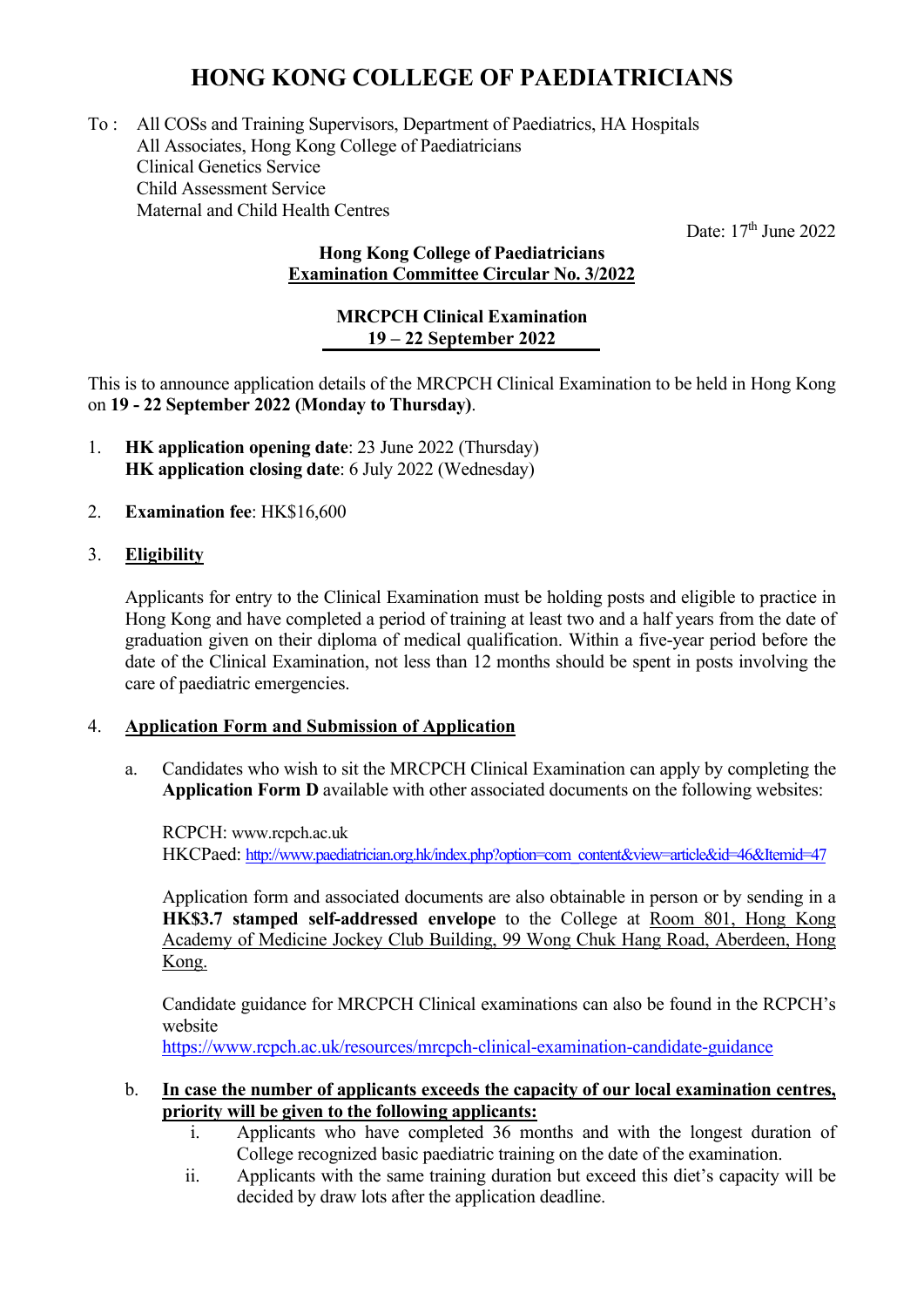# HONG KONG COLLEGE OF PAEDIATRICIANS

To : All COSs and Training Supervisors, Department of Paediatrics, HA Hospitals
All Associates, Hong Kong College of Paediatricians
Clinical Genetics Service
Child Assessment Service
Maternal and Child Health Centres

Date: 17th June 2022

**Hong Kong College of Paediatricians**
**Examination Committee Circular No. 3/2022**

**MRCPCH Clinical Examination**
**19 – 22 September 2022**

This is to announce application details of the MRCPCH Clinical Examination to be held in Hong Kong on **19 - 22 September 2022 (Monday to Thursday)**.

1. **HK application opening date**: 23 June 2022 (Thursday)
   **HK application closing date**: 6 July 2022 (Wednesday)

2. **Examination fee**: HK$16,600

3. **Eligibility**

   Applicants for entry to the Clinical Examination must be holding posts and eligible to practice in Hong Kong and have completed a period of training at least two and a half years from the date of graduation given on their diploma of medical qualification. Within a five-year period before the date of the Clinical Examination, not less than 12 months should be spent in posts involving the care of paediatric emergencies.

4. **Application Form and Submission of Application**

   a. Candidates who wish to sit the MRCPCH Clinical Examination can apply by completing the **Application Form D** available with other associated documents on the following websites:

      RCPCH: www.rcpch.ac.uk
      HKCPaed: http://www.paediatrician.org.hk/index.php?option=com_content&view=article&id=46&Itemid=47

      Application form and associated documents are also obtainable in person or by sending in a **HK$3.7 stamped self-addressed envelope** to the College at Room 801, Hong Kong Academy of Medicine Jockey Club Building, 99 Wong Chuk Hang Road, Aberdeen, Hong Kong.

      Candidate guidance for MRCPCH Clinical examinations can also be found in the RCPCH's website
      https://www.rcpch.ac.uk/resources/mrcpch-clinical-examination-candidate-guidance

   b. **In case the number of applicants exceeds the capacity of our local examination centres, priority will be given to the following applicants:**
      i. Applicants who have completed 36 months and with the longest duration of College recognized basic paediatric training on the date of the examination.
      ii. Applicants with the same training duration but exceed this diet's capacity will be decided by draw lots after the application deadline.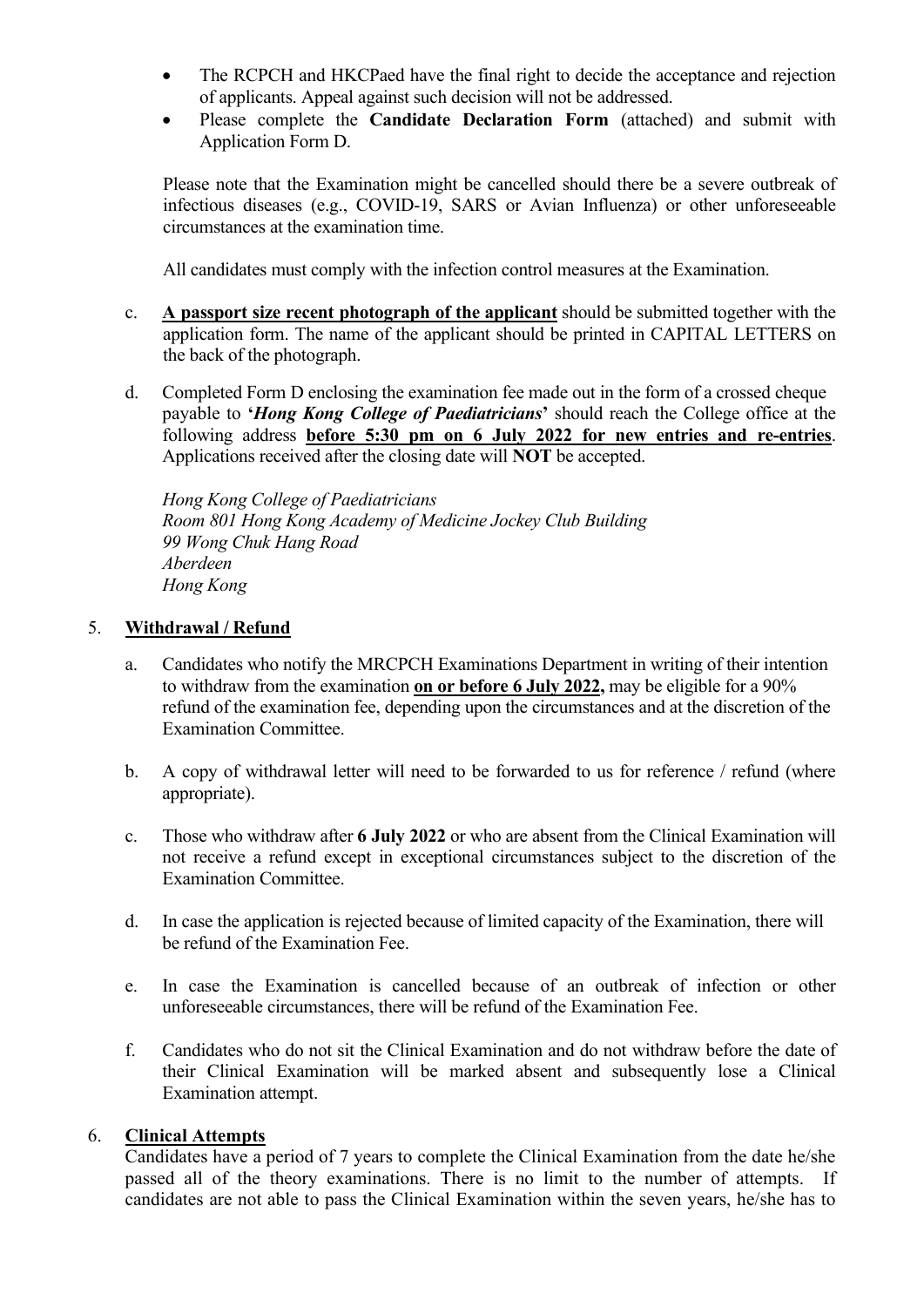- The RCPCH and HKCPaed have the final right to decide the acceptance and rejection of applicants. Appeal against such decision will not be addressed.
- Please complete the **Candidate Declaration Form** (attached) and submit with Application Form D.

Please note that the Examination might be cancelled should there be a severe outbreak of infectious diseases (e.g., COVID-19, SARS or Avian Influenza) or other unforeseeable circumstances at the examination time.

All candidates must comply with the infection control measures at the Examination.

c. **<u>A passport size recent photograph of the applicant</u>** should be submitted together with the application form. The name of the applicant should be printed in CAPITAL LETTERS on the back of the photograph.

d. Completed Form D enclosing the examination fee made out in the form of a crossed cheque payable to **'*Hong Kong College of Paediatricians*'** should reach the College office at the following address **<u>before 5:30 pm on 6 July 2022 for new entries and re-entries</u>**. Applications received after the closing date will **NOT** be accepted.

*Hong Kong College of Paediatricians*
*Room 801 Hong Kong Academy of Medicine Jockey Club Building*
*99 Wong Chuk Hang Road*
*Aberdeen*
*Hong Kong*

## 5. <u>Withdrawal / Refund</u>

a. Candidates who notify the MRCPCH Examinations Department in writing of their intention to withdraw from the examination **<u>on or before 6 July 2022,</u>** may be eligible for a 90% refund of the examination fee, depending upon the circumstances and at the discretion of the Examination Committee.

b. A copy of withdrawal letter will need to be forwarded to us for reference / refund (where appropriate).

c. Those who withdraw after **6 July 2022** or who are absent from the Clinical Examination will not receive a refund except in exceptional circumstances subject to the discretion of the Examination Committee.

d. In case the application is rejected because of limited capacity of the Examination, there will be refund of the Examination Fee.

e. In case the Examination is cancelled because of an outbreak of infection or other unforeseeable circumstances, there will be refund of the Examination Fee.

f. Candidates who do not sit the Clinical Examination and do not withdraw before the date of their Clinical Examination will be marked absent and subsequently lose a Clinical Examination attempt.

## 6. <u>Clinical Attempts</u>

Candidates have a period of 7 years to complete the Clinical Examination from the date he/she passed all of the theory examinations. There is no limit to the number of attempts. If candidates are not able to pass the Clinical Examination within the seven years, he/she has to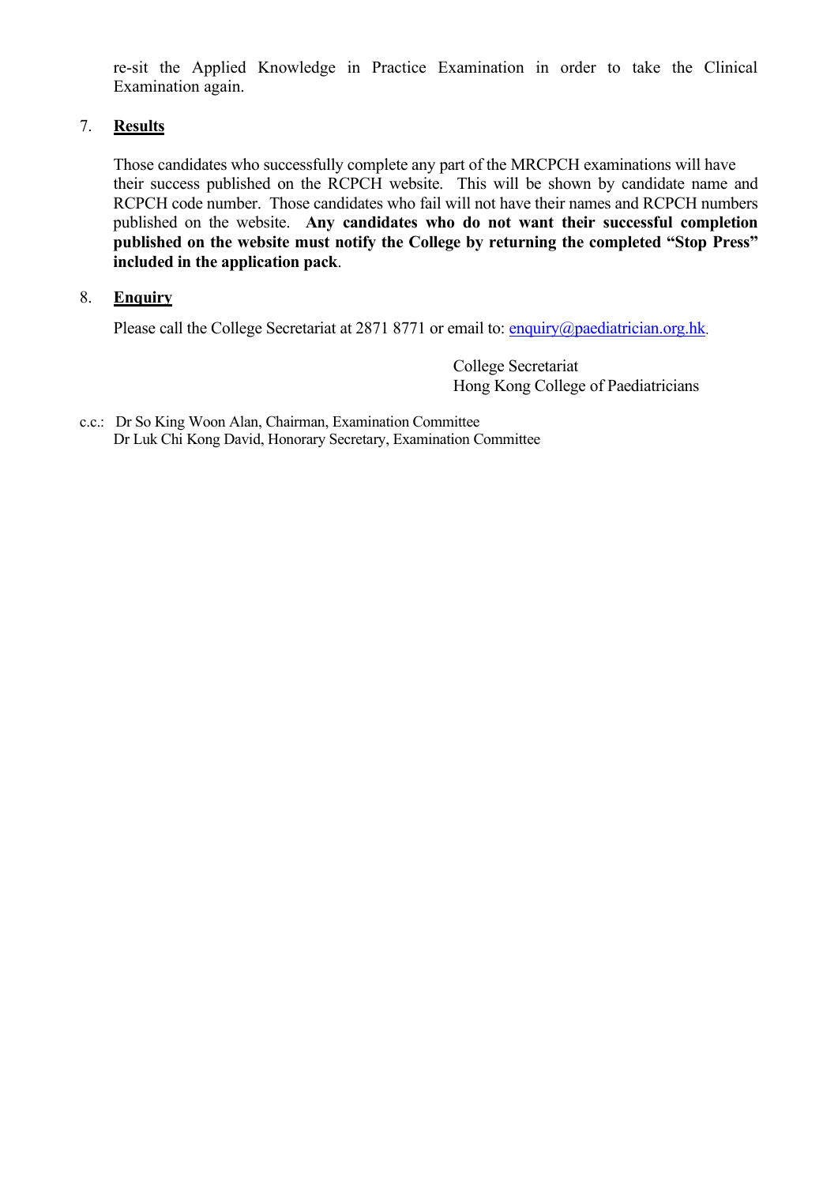re-sit the Applied Knowledge in Practice Examination in order to take the Clinical Examination again.

7. **Results**

Those candidates who successfully complete any part of the MRCPCH examinations will have their success published on the RCPCH website. This will be shown by candidate name and RCPCH code number. Those candidates who fail will not have their names and RCPCH numbers published on the website. **Any candidates who do not want their successful completion published on the website must notify the College by returning the completed "Stop Press" included in the application pack**.

8. **Enquiry**

Please call the College Secretariat at 2871 8771 or email to: enquiry@paediatrician.org.hk.

College Secretariat
Hong Kong College of Paediatricians

c.c.: Dr So King Woon Alan, Chairman, Examination Committee
Dr Luk Chi Kong David, Honorary Secretary, Examination Committee